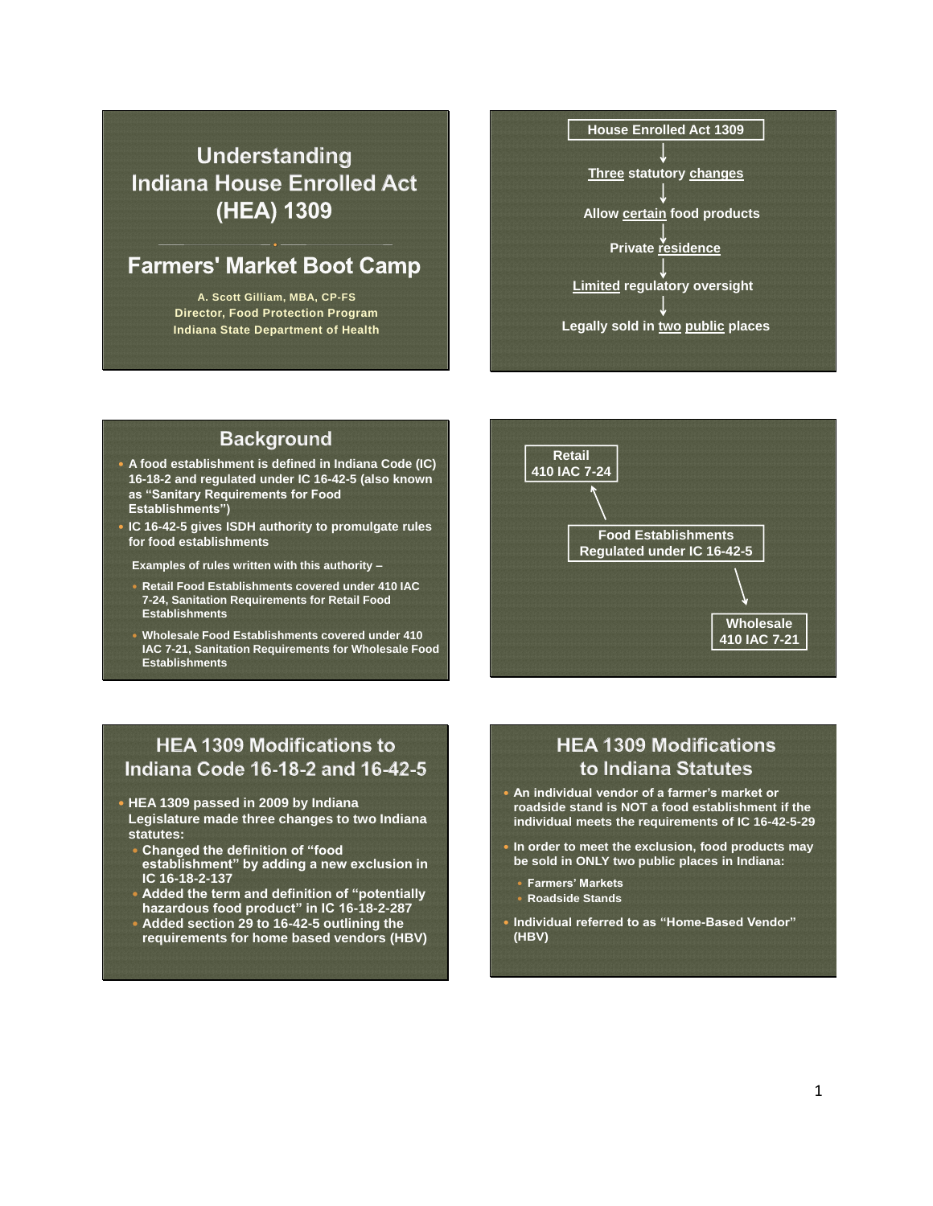# Understanding Indiana House Enrolled Act (HEA) 1309

## Farmers' Market Boot Camp

A. Scott Gilliam, MBA, CP-FS
Director, Food Protection Program
Indiana State Department of Health

---

House Enrolled Act 1309
↓
**Three** statutory **changes**
↓
Allow **certain** food products
↓
Private **residence**
↓
**Limited** regulatory oversight
↓
Legally sold in **two public** places

---

## Background

- A food establishment is defined in Indiana Code (IC) 16-18-2 and regulated under IC 16-42-5 (also known as "Sanitary Requirements for Food Establishments")
- IC 16-42-5 gives ISDH authority to promulgate rules for food establishments

  Examples of rules written with this authority –

  - Retail Food Establishments covered under 410 IAC 7-24, Sanitation Requirements for Retail Food Establishments
  - Wholesale Food Establishments covered under 410 IAC 7-21, Sanitation Requirements for Wholesale Food Establishments

---

Food Establishments Regulated under IC 16-42-5
→ Retail 410 IAC 7-24
→ Wholesale 410 IAC 7-21

---

## HEA 1309 Modifications to Indiana Code 16-18-2 and 16-42-5

- HEA 1309 passed in 2009 by Indiana Legislature made three changes to two Indiana statutes:
  - Changed the definition of "food establishment" by adding a new exclusion in IC 16-18-2-137
  - Added the term and definition of "potentially hazardous food product" in IC 16-18-2-287
  - Added section 29 to 16-42-5 outlining the requirements for home based vendors (HBV)

---

## HEA 1309 Modifications to Indiana Statutes

- An individual vendor of a farmer's market or roadside stand is NOT a food establishment if the individual meets the requirements of IC 16-42-5-29
- In order to meet the exclusion, food products may be sold in ONLY two public places in Indiana:
  - Farmers' Markets
  - Roadside Stands
- Individual referred to as "Home-Based Vendor" (HBV)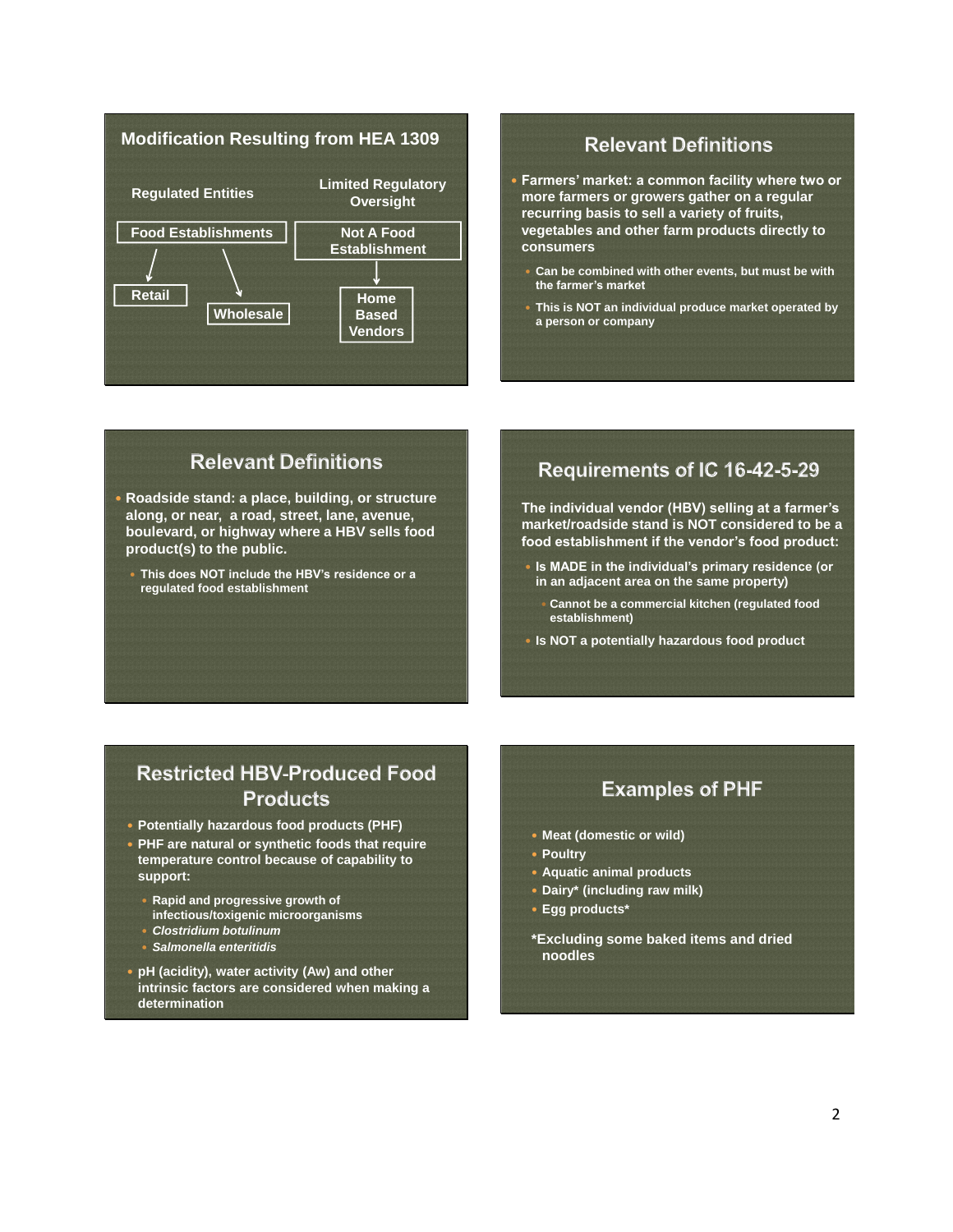## Modification Resulting from HEA 1309

**Regulated Entities**

- **Food Establishments**
  - Retail
  - Wholesale

**Limited Regulatory Oversight**

- **Not A Food Establishment**
  - Home Based Vendors

## Relevant Definitions

- **Farmers' market: a common facility where two or more farmers or growers gather on a regular recurring basis to sell a variety of fruits, vegetables and other farm products directly to consumers**
  - **Can be combined with other events, but must be with the farmer's market**
  - **This is NOT an individual produce market operated by a person or company**

## Relevant Definitions

- **Roadside stand: a place, building, or structure along, or near, a road, street, lane, avenue, boulevard, or highway where a HBV sells food product(s) to the public.**
  - **This does NOT include the HBV's residence or a regulated food establishment**

## Requirements of IC 16-42-5-29

**The individual vendor (HBV) selling at a farmer's market/roadside stand is NOT considered to be a food establishment if the vendor's food product:**

- **Is MADE in the individual's primary residence (or in an adjacent area on the same property)**
  - **Cannot be a commercial kitchen (regulated food establishment)**
- **Is NOT a potentially hazardous food product**

## Restricted HBV-Produced Food Products

- **Potentially hazardous food products (PHF)**
- **PHF are natural or synthetic foods that require temperature control because of capability to support:**
  - **Rapid and progressive growth of infectious/toxigenic microorganisms**
  - ***Clostridium botulinum***
  - ***Salmonella enteritidis***
- **pH (acidity), water activity (Aw) and other intrinsic factors are considered when making a determination**

## Examples of PHF

- **Meat (domestic or wild)**
- **Poultry**
- **Aquatic animal products**
- **Dairy* (including raw milk)**
- **Egg products***

***Excluding some baked items and dried noodles**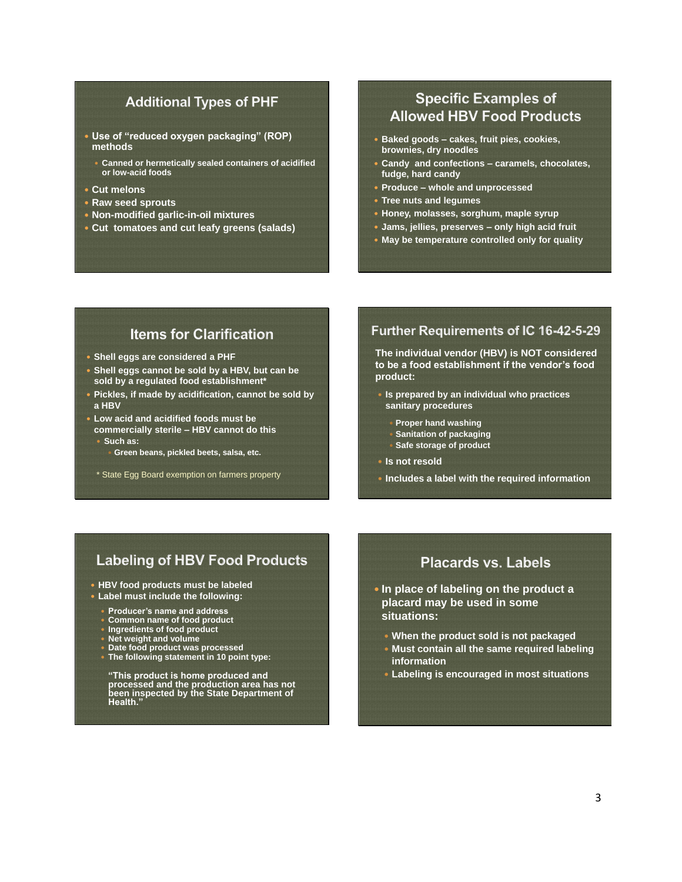## Additional Types of PHF

- Use of "reduced oxygen packaging" (ROP) methods
  - Canned or hermetically sealed containers of acidified or low-acid foods
- Cut melons
- Raw seed sprouts
- Non-modified garlic-in-oil mixtures
- Cut tomatoes and cut leafy greens (salads)

## Specific Examples of Allowed HBV Food Products

- Baked goods – cakes, fruit pies, cookies, brownies, dry noodles
- Candy and confections – caramels, chocolates, fudge, hard candy
- Produce – whole and unprocessed
- Tree nuts and legumes
- Honey, molasses, sorghum, maple syrup
- Jams, jellies, preserves – only high acid fruit
- May be temperature controlled only for quality

## Items for Clarification

- Shell eggs are considered a PHF
- Shell eggs cannot be sold by a HBV, but can be sold by a regulated food establishment*
- Pickles, if made by acidification, cannot be sold by a HBV
- Low acid and acidified foods must be commercially sterile – HBV cannot do this
  - Such as:
    - Green beans, pickled beets, salsa, etc.

* State Egg Board exemption on farmers property

## Further Requirements of IC 16-42-5-29

The individual vendor (HBV) is NOT considered to be a food establishment if the vendor's food product:

- Is prepared by an individual who practices sanitary procedures
  - Proper hand washing
  - Sanitation of packaging
  - Safe storage of product
- Is not resold
- Includes a label with the required information

## Labeling of HBV Food Products

- HBV food products must be labeled
- Label must include the following:
  - Producer's name and address
  - Common name of food product
  - Ingredients of food product
  - Net weight and volume
  - Date food product was processed
  - The following statement in 10 point type:

  "This product is home produced and processed and the production area has not been inspected by the State Department of Health."

## Placards vs. Labels

- In place of labeling on the product a placard may be used in some situations:
  - When the product sold is not packaged
  - Must contain all the same required labeling information
  - Labeling is encouraged in most situations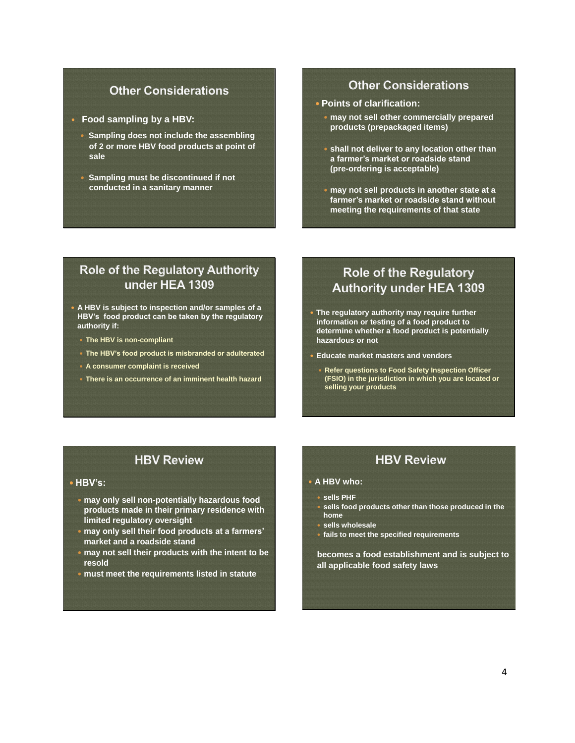## Other Considerations

- Food sampling by a HBV:
  - Sampling does not include the assembling of 2 or more HBV food products at point of sale
  - Sampling must be discontinued if not conducted in a sanitary manner

## Other Considerations

- Points of clarification:
  - may not sell other commercially prepared products (prepackaged items)
  - shall not deliver to any location other than a farmer's market or roadside stand (pre-ordering is acceptable)
  - may not sell products in another state at a farmer's market or roadside stand without meeting the requirements of that state

## Role of the Regulatory Authority under HEA 1309

- A HBV is subject to inspection and/or samples of a HBV's food product can be taken by the regulatory authority if:
  - The HBV is non-compliant
  - The HBV's food product is misbranded or adulterated
  - A consumer complaint is received
  - There is an occurrence of an imminent health hazard

## Role of the Regulatory Authority under HEA 1309

- The regulatory authority may require further information or testing of a food product to determine whether a food product is potentially hazardous or not
- Educate market masters and vendors
  - Refer questions to Food Safety Inspection Officer (FSIO) in the jurisdiction in which you are located or selling your products

## HBV Review

- HBV's:
  - may only sell non-potentially hazardous food products made in their primary residence with limited regulatory oversight
  - may only sell their food products at a farmers' market and a roadside stand
  - may not sell their products with the intent to be resold
  - must meet the requirements listed in statute

## HBV Review

- A HBV who:
  - sells PHF
  - sells food products other than those produced in the home
  - sells wholesale
  - fails to meet the specified requirements

becomes a food establishment and is subject to all applicable food safety laws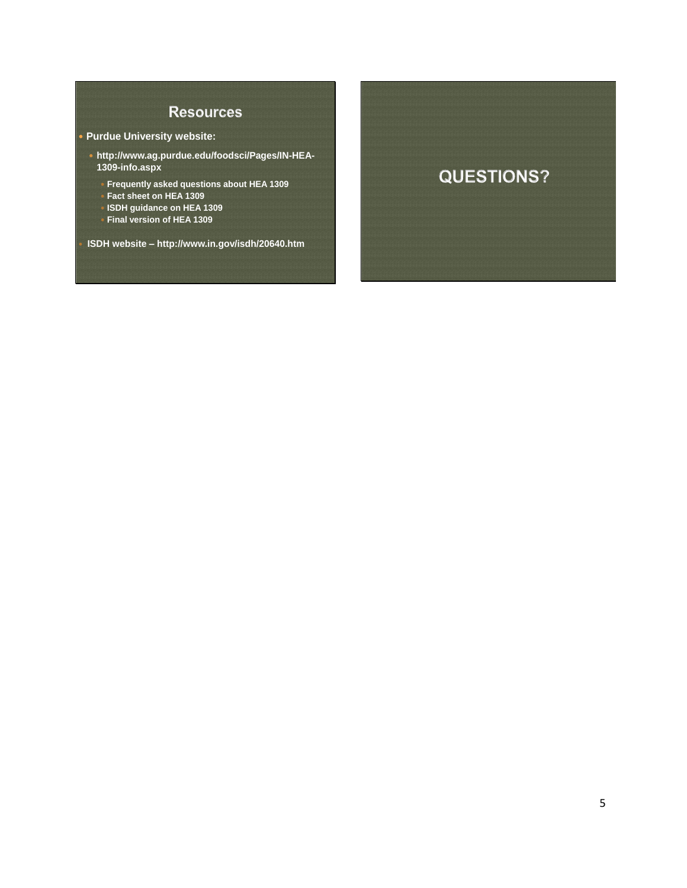## Resources

- Purdue University website:
  - http://www.ag.purdue.edu/foodsci/Pages/IN-HEA-1309-info.aspx
    - Frequently asked questions about HEA 1309
    - Fact sheet on HEA 1309
    - ISDH guidance on HEA 1309
    - Final version of HEA 1309
- ISDH website – http://www.in.gov/isdh/20640.htm

## QUESTIONS?